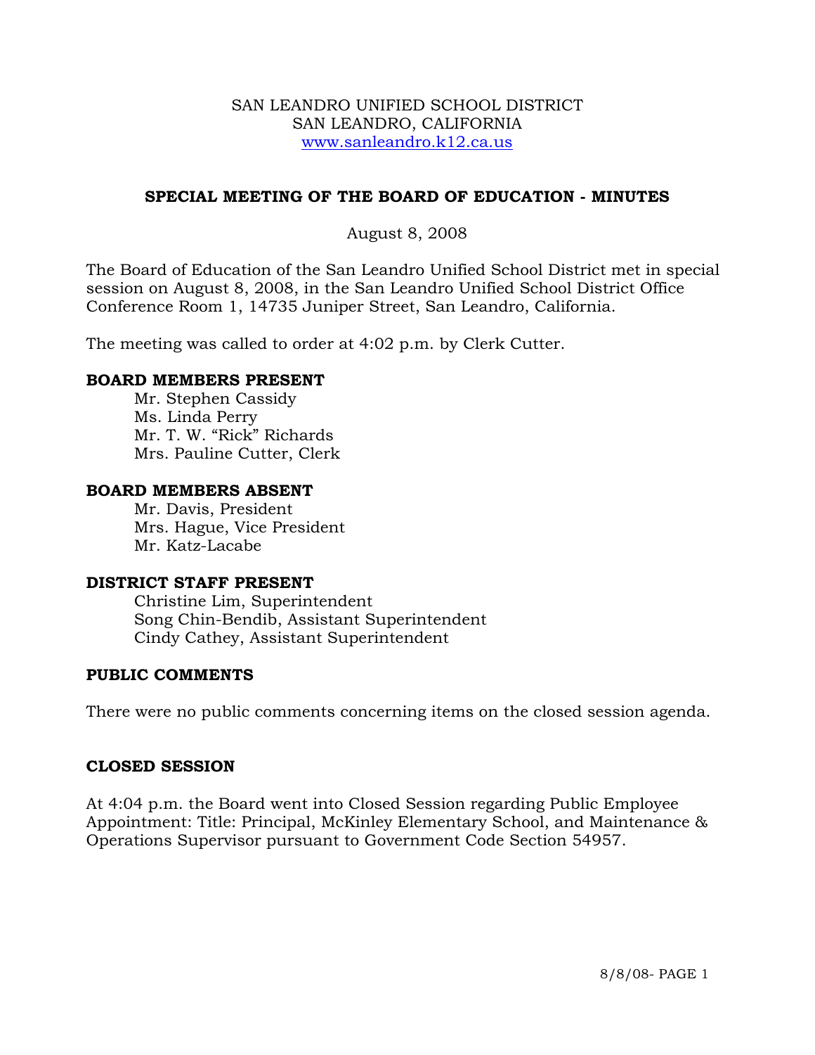SAN LEANDRO UNIFIED SCHOOL DISTRICT
SAN LEANDRO, CALIFORNIA
www.sanleandro.k12.ca.us

## SPECIAL MEETING OF THE BOARD OF EDUCATION - MINUTES

August 8, 2008

The Board of Education of the San Leandro Unified School District met in special session on August 8, 2008, in the San Leandro Unified School District Office Conference Room 1, 14735 Juniper Street, San Leandro, California.

The meeting was called to order at 4:02 p.m. by Clerk Cutter.

### BOARD MEMBERS PRESENT

Mr. Stephen Cassidy
Ms. Linda Perry
Mr. T. W. "Rick" Richards
Mrs. Pauline Cutter, Clerk

### BOARD MEMBERS ABSENT

Mr. Davis, President
Mrs. Hague, Vice President
Mr. Katz-Lacabe

### DISTRICT STAFF PRESENT

Christine Lim, Superintendent
Song Chin-Bendib, Assistant Superintendent
Cindy Cathey, Assistant Superintendent

### PUBLIC COMMENTS

There were no public comments concerning items on the closed session agenda.

### CLOSED SESSION

At 4:04 p.m. the Board went into Closed Session regarding Public Employee Appointment: Title: Principal, McKinley Elementary School, and Maintenance & Operations Supervisor pursuant to Government Code Section 54957.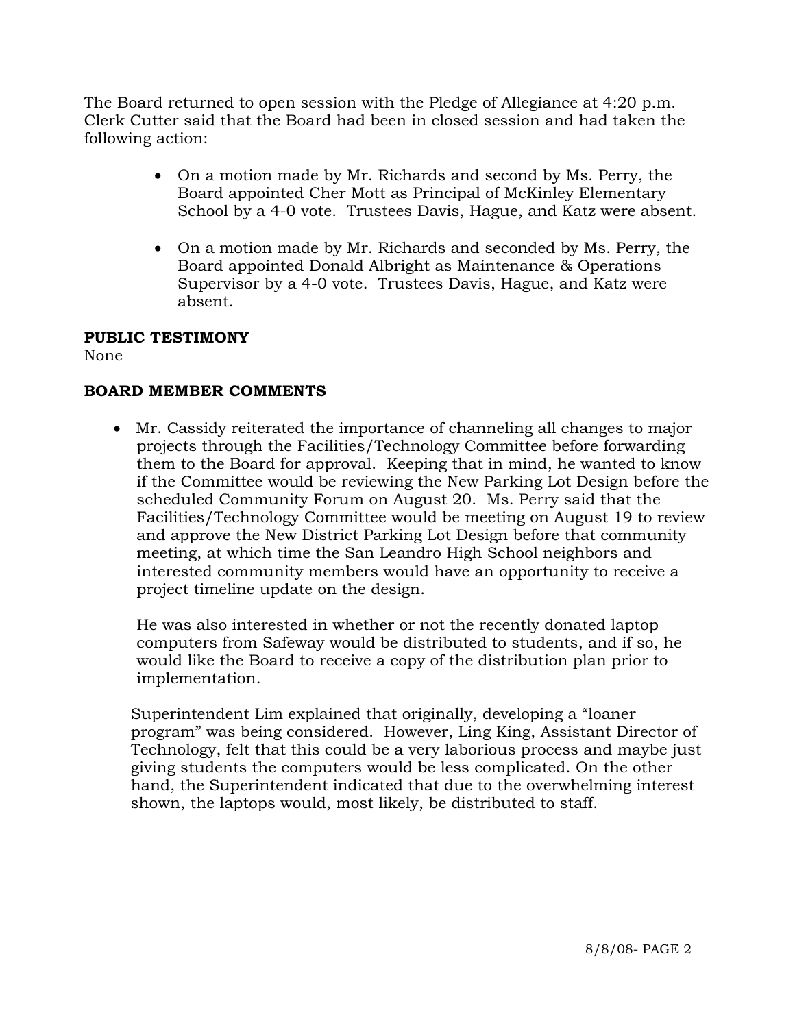The Board returned to open session with the Pledge of Allegiance at 4:20 p.m. Clerk Cutter said that the Board had been in closed session and had taken the following action:

- On a motion made by Mr. Richards and second by Ms. Perry, the Board appointed Cher Mott as Principal of McKinley Elementary School by a 4-0 vote. Trustees Davis, Hague, and Katz were absent.

- On a motion made by Mr. Richards and seconded by Ms. Perry, the Board appointed Donald Albright as Maintenance & Operations Supervisor by a 4-0 vote. Trustees Davis, Hague, and Katz were absent.

**PUBLIC TESTIMONY**

None

**BOARD MEMBER COMMENTS**

- Mr. Cassidy reiterated the importance of channeling all changes to major projects through the Facilities/Technology Committee before forwarding them to the Board for approval. Keeping that in mind, he wanted to know if the Committee would be reviewing the New Parking Lot Design before the scheduled Community Forum on August 20. Ms. Perry said that the Facilities/Technology Committee would be meeting on August 19 to review and approve the New District Parking Lot Design before that community meeting, at which time the San Leandro High School neighbors and interested community members would have an opportunity to receive a project timeline update on the design.

  He was also interested in whether or not the recently donated laptop computers from Safeway would be distributed to students, and if so, he would like the Board to receive a copy of the distribution plan prior to implementation.

  Superintendent Lim explained that originally, developing a "loaner program" was being considered. However, Ling King, Assistant Director of Technology, felt that this could be a very laborious process and maybe just giving students the computers would be less complicated. On the other hand, the Superintendent indicated that due to the overwhelming interest shown, the laptops would, most likely, be distributed to staff.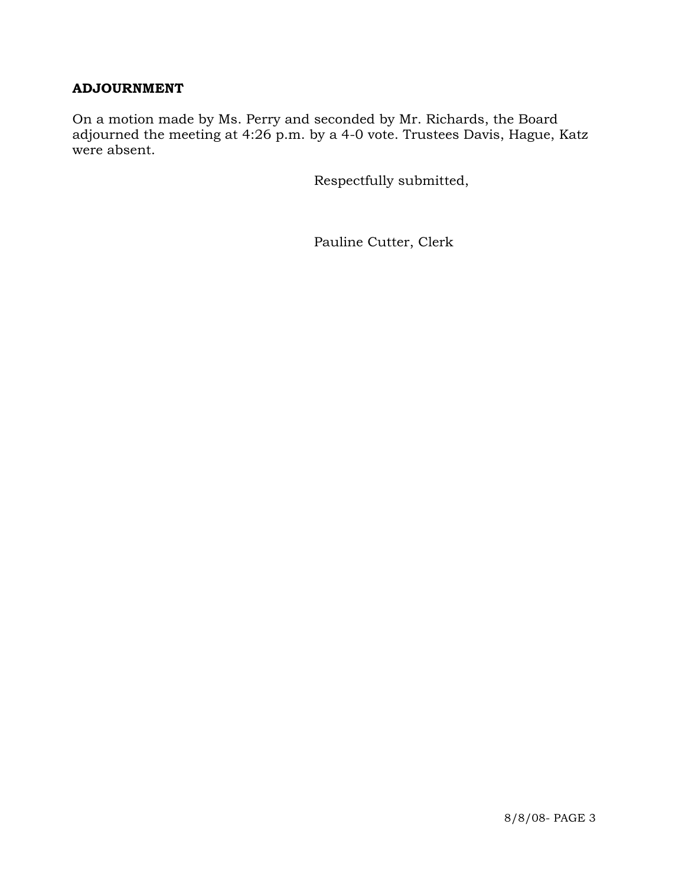**ADJOURNMENT**

On a motion made by Ms. Perry and seconded by Mr. Richards, the Board adjourned the meeting at 4:26 p.m. by a 4-0 vote. Trustees Davis, Hague, Katz were absent.

Respectfully submitted,

Pauline Cutter, Clerk